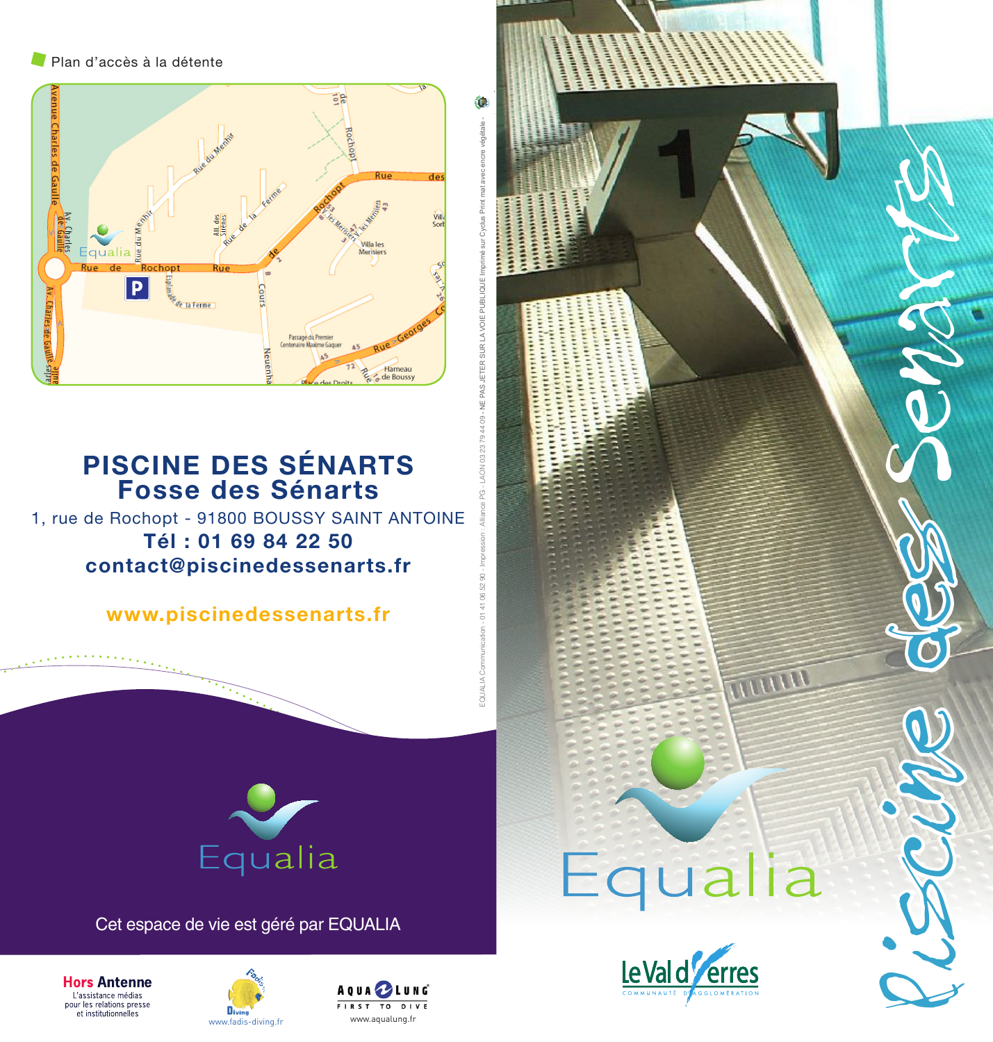Plan d'accès à la détente

# PISCINE DES SÉNARTS
## Fosse des Sénarts

1, rue de Rochopt - 91800 BOUSSY SAINT ANTOINE

**Tél : 01 69 84 22 50**

**contact@piscinedessenarts.fr**

**www.piscinedessenarts.fr**

Equalia

Cet espace de vie est géré par EQUALIA

Hors Antenne – L'assistance médias pour les relations presse et institutionnelles

www.fadis-diving.fr

AQUA LUNG – FIRST TO DIVE – www.aqualung.fr

EQUALIA Communication - 01 41 06 52 90 - Impression : Alliance PG - LAON 03 23 79 44 09 - NE PAS JETER SUR LA VOIE PUBLIQUE Imprimé sur Cyclus Print mat avec encre végétale -

Equalia

Le Val d'Yerres – COMMUNAUTÉ D'AGGLOMÉRATION

Piscine des Sénarts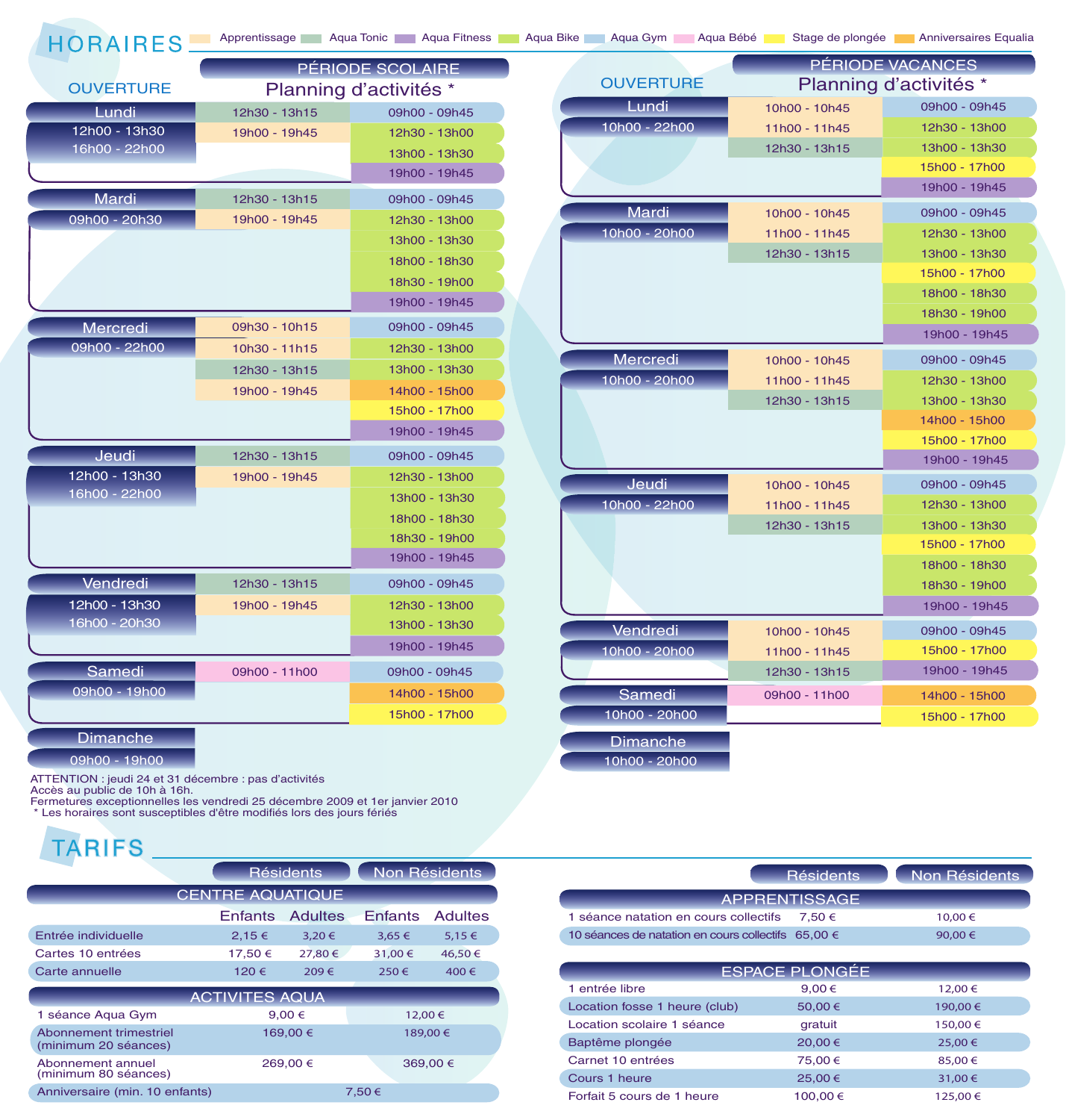# HORAIRES

Légende : Apprentissage · Aqua Tonic · Aqua Fitness · Aqua Bike · Aqua Gym · Aqua Bébé · Stage de plongée · Anniversaires Equalia

## PÉRIODE SCOLAIRE

| Jour | OUVERTURE | Planning d'activités * | |
|---|---|---|---|
| Lundi | 12h00 - 13h30<br>16h00 - 22h00 | 12h30 - 13h15<br>19h00 - 19h45 | 09h00 - 09h45<br>12h30 - 13h00<br>13h00 - 13h30<br>19h00 - 19h45 |
| Mardi | 09h00 - 20h30 | 12h30 - 13h15<br>19h00 - 19h45 | 09h00 - 09h45<br>12h30 - 13h00<br>13h00 - 13h30<br>18h00 - 18h30<br>18h30 - 19h00<br>19h00 - 19h45 |
| Mercredi | 09h00 - 22h00 | 09h30 - 10h15<br>10h30 - 11h15<br>12h30 - 13h15<br>19h00 - 19h45 | 09h00 - 09h45<br>12h30 - 13h00<br>13h00 - 13h30<br>14h00 - 15h00<br>15h00 - 17h00<br>19h00 - 19h45 |
| Jeudi | 12h00 - 13h30<br>16h00 - 22h00 | 12h30 - 13h15<br>19h00 - 19h45 | 09h00 - 09h45<br>12h30 - 13h00<br>13h00 - 13h30<br>18h00 - 18h30<br>18h30 - 19h00<br>19h00 - 19h45 |
| Vendredi | 12h00 - 13h30<br>16h00 - 20h30 | 12h30 - 13h15<br>19h00 - 19h45 | 09h00 - 09h45<br>12h30 - 13h00<br>13h00 - 13h30<br>19h00 - 19h45 |
| Samedi | 09h00 - 19h00 | 09h00 - 11h00 | 09h00 - 09h45<br>14h00 - 15h00<br>15h00 - 17h00 |
| Dimanche | 09h00 - 19h00 | | |

## PÉRIODE VACANCES

| Jour | OUVERTURE | Planning d'activités * | |
|---|---|---|---|
| Lundi | 10h00 - 22h00 | 10h00 - 10h45<br>11h00 - 11h45<br>12h30 - 13h15 | 09h00 - 09h45<br>12h30 - 13h00<br>13h00 - 13h30<br>15h00 - 17h00<br>19h00 - 19h45 |
| Mardi | 10h00 - 20h00 | 10h00 - 10h45<br>11h00 - 11h45<br>12h30 - 13h15 | 09h00 - 09h45<br>12h30 - 13h00<br>13h00 - 13h30<br>15h00 - 17h00<br>18h00 - 18h30<br>18h30 - 19h00<br>19h00 - 19h45 |
| Mercredi | 10h00 - 20h00 | 10h00 - 10h45<br>11h00 - 11h45<br>12h30 - 13h15 | 09h00 - 09h45<br>12h30 - 13h00<br>13h00 - 13h30<br>14h00 - 15h00<br>15h00 - 17h00<br>19h00 - 19h45 |
| Jeudi | 10h00 - 22h00 | 10h00 - 10h45<br>11h00 - 11h45<br>12h30 - 13h15 | 09h00 - 09h45<br>12h30 - 13h00<br>13h00 - 13h30<br>15h00 - 17h00<br>18h00 - 18h30<br>18h30 - 19h00<br>19h00 - 19h45 |
| Vendredi | 10h00 - 20h00 | 10h00 - 10h45<br>11h00 - 11h45<br>12h30 - 13h15 | 09h00 - 09h45<br>15h00 - 17h00<br>19h00 - 19h45 |
| Samedi | 10h00 - 20h00 | 09h00 - 11h00 | 14h00 - 15h00<br>15h00 - 17h00 |
| Dimanche | 10h00 - 20h00 | | |

ATTENTION : jeudi 24 et 31 décembre : pas d'activités
Accès au public de 10h à 16h.
Fermetures exceptionnelles les vendredi 25 décembre 2009 et 1er janvier 2010
\* Les horaires sont susceptibles d'être modifiés lors des jours fériés

# TARIFS

## CENTRE AQUATIQUE

| | Résidents Enfants | Résidents Adultes | Non Résidents Enfants | Non Résidents Adultes |
|---|---|---|---|---|
| Entrée individuelle | 2,15 € | 3,20 € | 3,65 € | 5,15 € |
| Cartes 10 entrées | 17,50 € | 27,80 € | 31,00 € | 46,50 € |
| Carte annuelle | 120 € | 209 € | 250 € | 400 € |

## ACTIVITES AQUA

| | Résidents | Non Résidents |
|---|---|---|
| 1 séance Aqua Gym | 9,00 € | 12,00 € |
| Abonnement trimestriel (minimum 20 séances) | 169,00 € | 189,00 € |
| Abonnement annuel (minimum 80 séances) | 269,00 € | 369,00 € |
| Anniversaire (min. 10 enfants) | 7,50 € | |

## APPRENTISSAGE

| | Résidents | Non Résidents |
|---|---|---|
| 1 séance natation en cours collectifs | 7,50 € | 10,00 € |
| 10 séances de natation en cours collectifs | 65,00 € | 90,00 € |

## ESPACE PLONGÉE

| | Résidents | Non Résidents |
|---|---|---|
| 1 entrée libre | 9,00 € | 12,00 € |
| Location fosse 1 heure (club) | 50,00 € | 190,00 € |
| Location scolaire 1 séance | gratuit | 150,00 € |
| Baptême plongée | 20,00 € | 25,00 € |
| Carnet 10 entrées | 75,00 € | 85,00 € |
| Cours 1 heure | 25,00 € | 31,00 € |
| Forfait 5 cours de 1 heure | 100,00 € | 125,00 € |